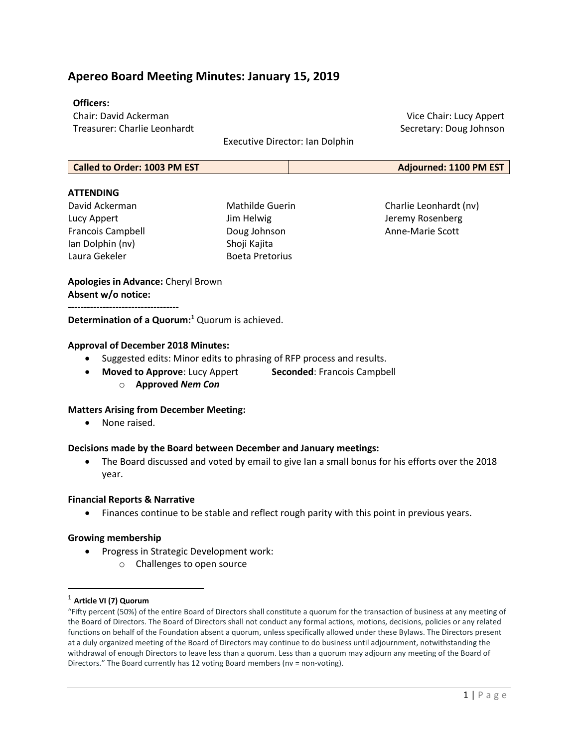# Apereo Board Meeting Minutes: January 15, 2019

**Officers:**

Chair: David Ackerman
Vice Chair: Lucy Appert
Treasurer: Charlie Leonhardt
Secretary: Doug Johnson
Executive Director: Ian Dolphin

| Called to Order: 1003 PM EST | Adjourned: 1100 PM EST |
|---|---|

**ATTENDING**

David Ackerman
Lucy Appert
Francois Campbell
Ian Dolphin (nv)
Laura Gekeler
Mathilde Guerin
Jim Helwig
Doug Johnson
Shoji Kajita
Boeta Pretorius
Charlie Leonhardt (nv)
Jeremy Rosenberg
Anne-Marie Scott

**Apologies in Advance:** Cheryl Brown
**Absent w/o notice:**

-----------------------------------

**Determination of a Quorum:**[1] Quorum is achieved.

**Approval of December 2018 Minutes:**

- Suggested edits: Minor edits to phrasing of RFP process and results.
- **Moved to Approve**: Lucy Appert **Seconded**: Francois Campbell
  - **Approved *Nem Con***

**Matters Arising from December Meeting:**

- None raised.

**Decisions made by the Board between December and January meetings:**

- The Board discussed and voted by email to give Ian a small bonus for his efforts over the 2018 year.

**Financial Reports & Narrative**

- Finances continue to be stable and reflect rough parity with this point in previous years.

**Growing membership**

- Progress in Strategic Development work:
  - Challenges to open source

---

[1] **Article VI (7) Quorum**
"Fifty percent (50%) of the entire Board of Directors shall constitute a quorum for the transaction of business at any meeting of the Board of Directors. The Board of Directors shall not conduct any formal actions, motions, decisions, policies or any related functions on behalf of the Foundation absent a quorum, unless specifically allowed under these Bylaws. The Directors present at a duly organized meeting of the Board of Directors may continue to do business until adjournment, notwithstanding the withdrawal of enough Directors to leave less than a quorum. Less than a quorum may adjourn any meeting of the Board of Directors." The Board currently has 12 voting Board members (nv = non-voting).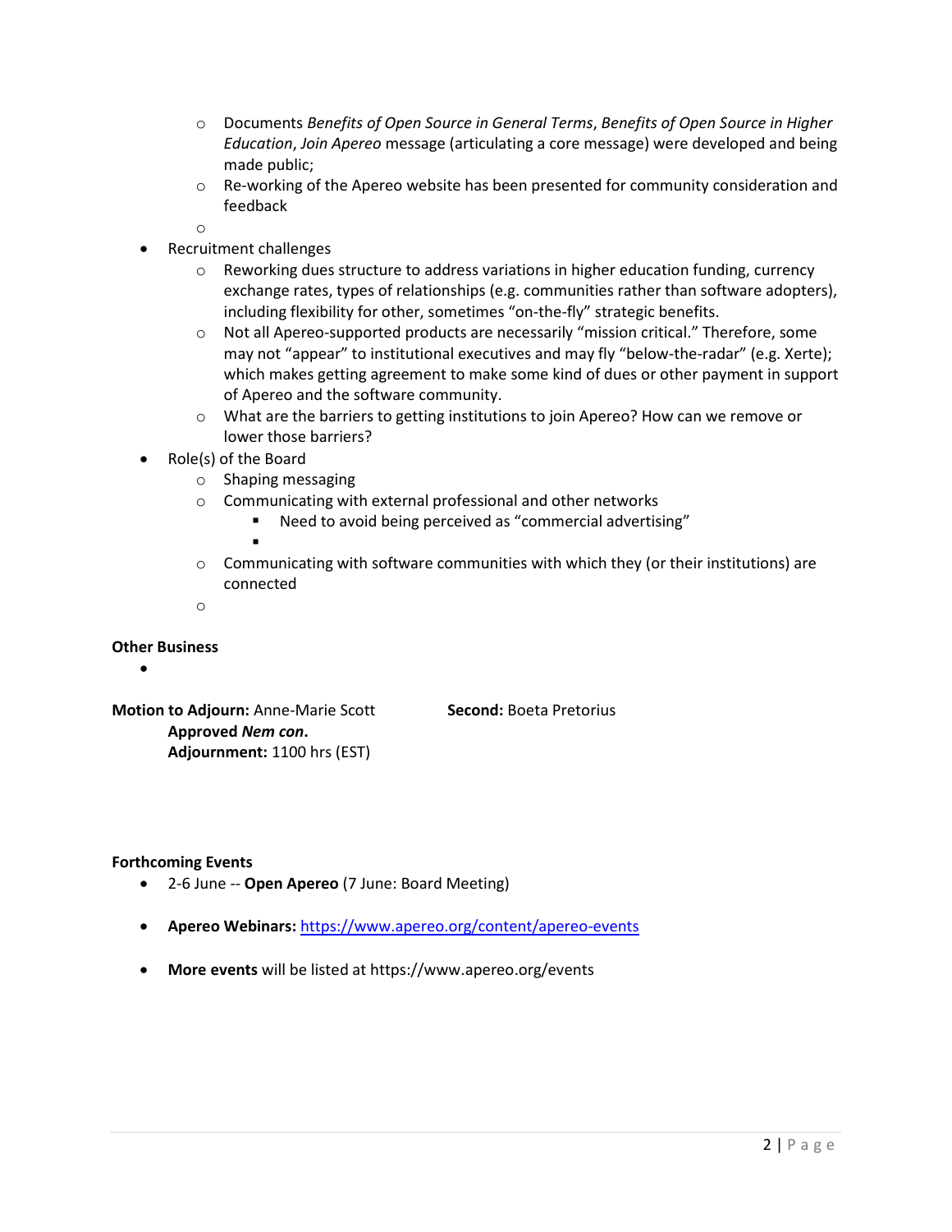- Documents *Benefits of Open Source in General Terms*, *Benefits of Open Source in Higher Education*, *Join Apereo* message (articulating a core message) were developed and being made public;
  - Re-working of the Apereo website has been presented for community consideration and feedback
- Recruitment challenges
  - Reworking dues structure to address variations in higher education funding, currency exchange rates, types of relationships (e.g. communities rather than software adopters), including flexibility for other, sometimes "on-the-fly" strategic benefits.
  - Not all Apereo-supported products are necessarily "mission critical." Therefore, some may not "appear" to institutional executives and may fly "below-the-radar" (e.g. Xerte); which makes getting agreement to make some kind of dues or other payment in support of Apereo and the software community.
  - What are the barriers to getting institutions to join Apereo? How can we remove or lower those barriers?
- Role(s) of the Board
  - Shaping messaging
  - Communicating with external professional and other networks
    - Need to avoid being perceived as "commercial advertising"
  - Communicating with software communities with which they (or their institutions) are connected

**Other Business**

**Motion to Adjourn:** Anne-Marie Scott **Second:** Boeta Pretorius

**Approved *Nem con*.**
**Adjournment:** 1100 hrs (EST)

**Forthcoming Events**

- 2-6 June -- **Open Apereo** (7 June: Board Meeting)
- **Apereo Webinars:** https://www.apereo.org/content/apereo-events
- **More events** will be listed at https://www.apereo.org/events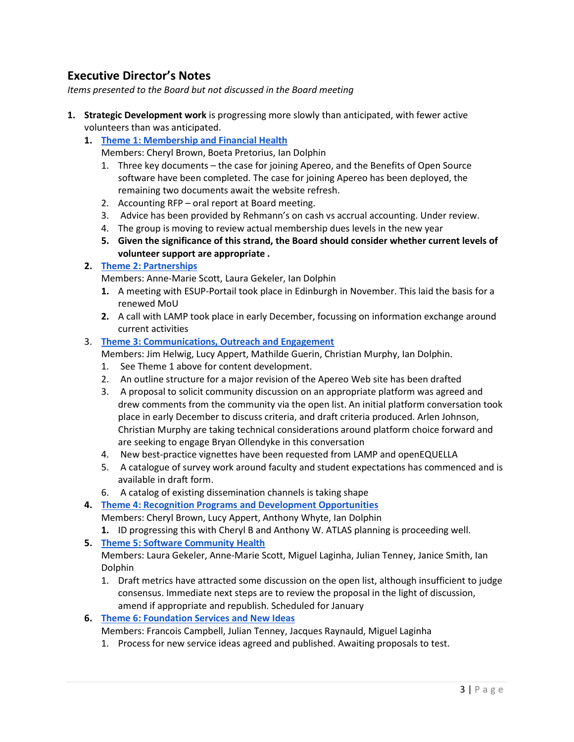## Executive Director's Notes

*Items presented to the Board but not discussed in the Board meeting*

1. **Strategic Development work** is progressing more slowly than anticipated, with fewer active volunteers than was anticipated.
    1. **[Theme 1: Membership and Financial Health]()**
       Members: Cheryl Brown, Boeta Pretorius, Ian Dolphin
        1. Three key documents – the case for joining Apereo, and the Benefits of Open Source software have been completed. The case for joining Apereo has been deployed, the remaining two documents await the website refresh.
        2. Accounting RFP – oral report at Board meeting.
        3. Advice has been provided by Rehmann's on cash vs accrual accounting. Under review.
        4. The group is moving to review actual membership dues levels in the new year
        5. **Given the significance of this strand, the Board should consider whether current levels of volunteer support are appropriate .**
    2. **[Theme 2: Partnerships]()**
       Members: Anne-Marie Scott, Laura Gekeler, Ian Dolphin
        1. A meeting with ESUP-Portail took place in Edinburgh in November. This laid the basis for a renewed MoU
        2. A call with LAMP took place in early December, focussing on information exchange around current activities
    3. **[Theme 3: Communications, Outreach and Engagement]()**
       Members: Jim Helwig, Lucy Appert, Mathilde Guerin, Christian Murphy, Ian Dolphin.
        1. See Theme 1 above for content development.
        2. An outline structure for a major revision of the Apereo Web site has been drafted
        3. A proposal to solicit community discussion on an appropriate platform was agreed and drew comments from the community via the open list. An initial platform conversation took place in early December to discuss criteria, and draft criteria produced. Arlen Johnson, Christian Murphy are taking technical considerations around platform choice forward and are seeking to engage Bryan Ollendyke in this conversation
        4. New best-practice vignettes have been requested from LAMP and openEQUELLA
        5. A catalogue of survey work around faculty and student expectations has commenced and is available in draft form.
        6. A catalog of existing dissemination channels is taking shape
    4. **[Theme 4: Recognition Programs and Development Opportunities]()**
       Members: Cheryl Brown, Lucy Appert, Anthony Whyte, Ian Dolphin
        1. ID progressing this with Cheryl B and Anthony W. ATLAS planning is proceeding well.
    5. **[Theme 5: Software Community Health]()**
       Members: Laura Gekeler, Anne-Marie Scott, Miguel Laginha, Julian Tenney, Janice Smith, Ian Dolphin
        1. Draft metrics have attracted some discussion on the open list, although insufficient to judge consensus. Immediate next steps are to review the proposal in the light of discussion, amend if appropriate and republish. Scheduled for January
    6. **[Theme 6: Foundation Services and New Ideas]()**
       Members: Francois Campbell, Julian Tenney, Jacques Raynauld, Miguel Laginha
        1. Process for new service ideas agreed and published. Awaiting proposals to test.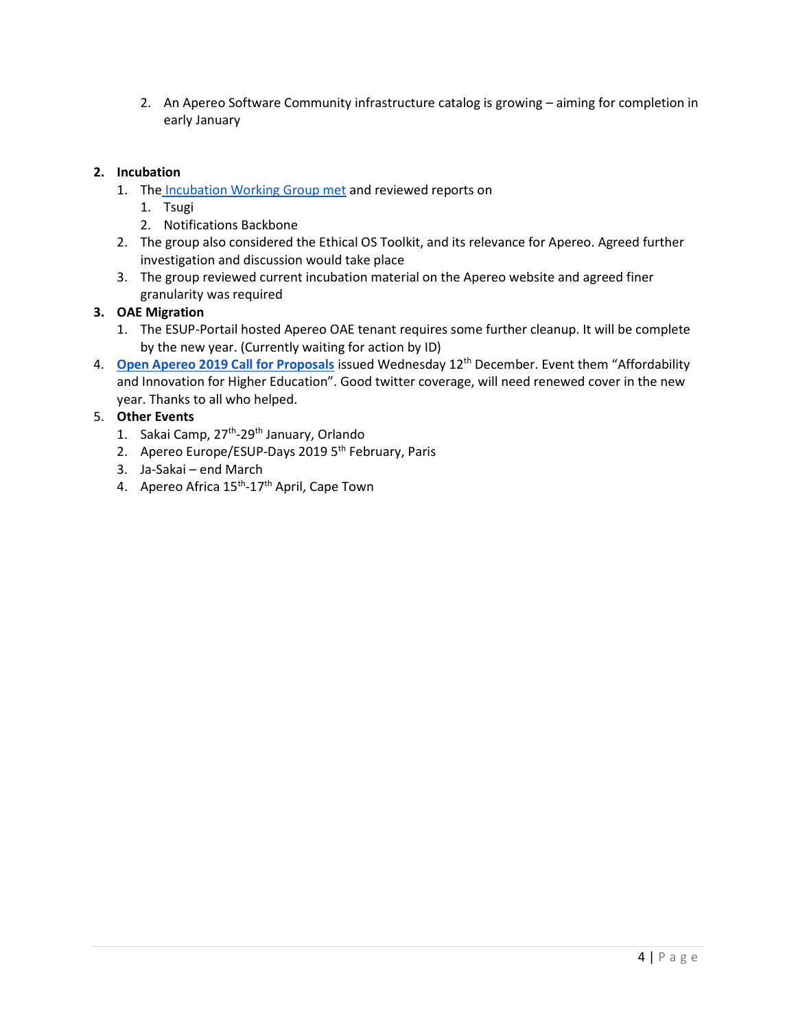2. An Apereo Software Community infrastructure catalog is growing – aiming for completion in early January

2. **Incubation**
   1. The Incubation Working Group met and reviewed reports on
      1. Tsugi
      2. Notifications Backbone
   2. The group also considered the Ethical OS Toolkit, and its relevance for Apereo. Agreed further investigation and discussion would take place
   3. The group reviewed current incubation material on the Apereo website and agreed finer granularity was required
3. **OAE Migration**
   1. The ESUP-Portail hosted Apereo OAE tenant requires some further cleanup. It will be complete by the new year. (Currently waiting for action by ID)
4. **Open Apereo 2019 Call for Proposals** issued Wednesday 12th December. Event them "Affordability and Innovation for Higher Education". Good twitter coverage, will need renewed cover in the new year. Thanks to all who helped.
5. **Other Events**
   1. Sakai Camp, 27th-29th January, Orlando
   2. Apereo Europe/ESUP-Days 2019 5th February, Paris
   3. Ja-Sakai – end March
   4. Apereo Africa 15th-17th April, Cape Town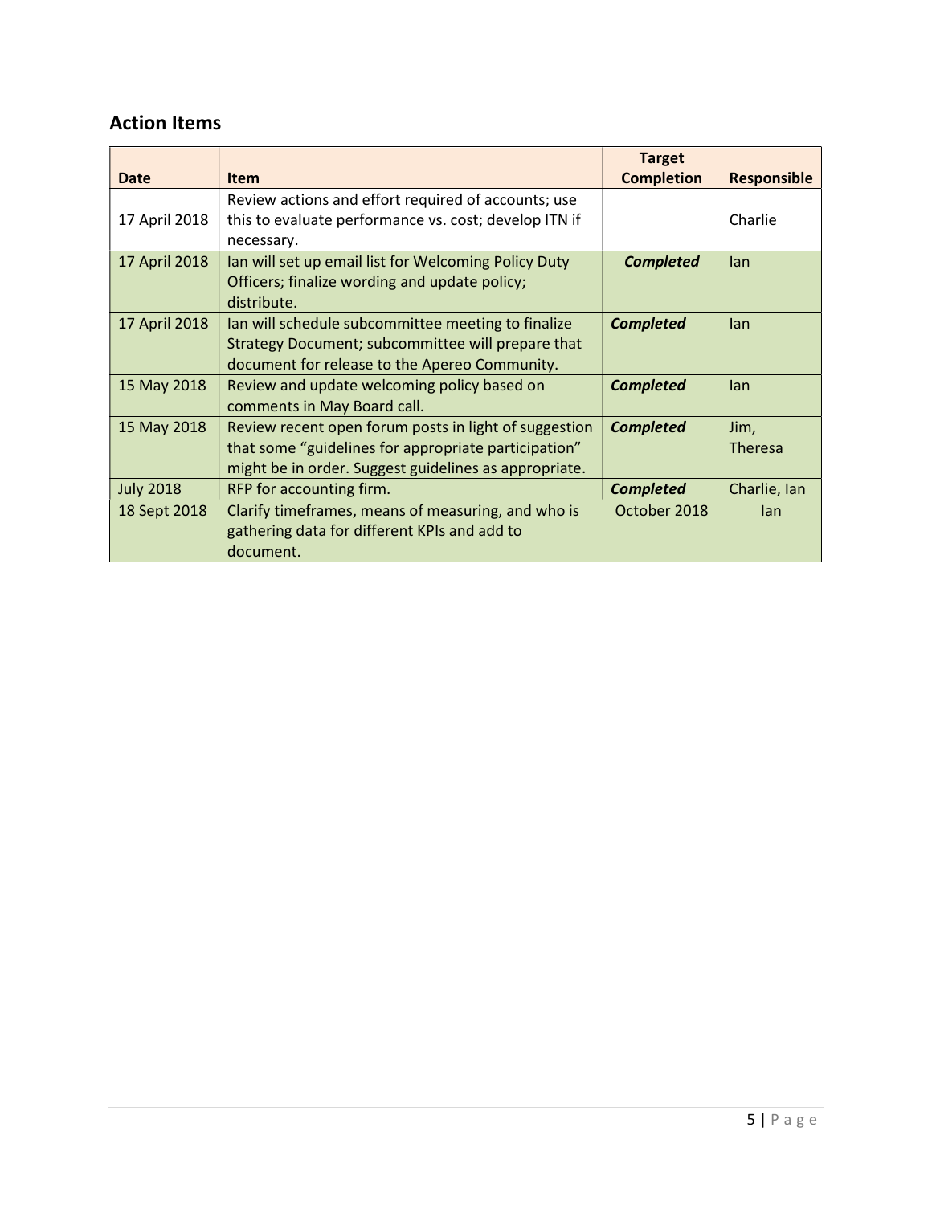## Action Items

| Date | Item | Target Completion | Responsible |
|---|---|---|---|
| 17 April 2018 | Review actions and effort required of accounts; use this to evaluate performance vs. cost; develop ITN if necessary. | | Charlie |
| 17 April 2018 | Ian will set up email list for Welcoming Policy Duty Officers; finalize wording and update policy; distribute. | ***Completed*** | Ian |
| 17 April 2018 | Ian will schedule subcommittee meeting to finalize Strategy Document; subcommittee will prepare that document for release to the Apereo Community. | ***Completed*** | Ian |
| 15 May 2018 | Review and update welcoming policy based on comments in May Board call. | ***Completed*** | Ian |
| 15 May 2018 | Review recent open forum posts in light of suggestion that some "guidelines for appropriate participation" might be in order. Suggest guidelines as appropriate. | ***Completed*** | Jim, Theresa |
| July 2018 | RFP for accounting firm. | ***Completed*** | Charlie, Ian |
| 18 Sept 2018 | Clarify timeframes, means of measuring, and who is gathering data for different KPIs and add to document. | October 2018 | Ian |